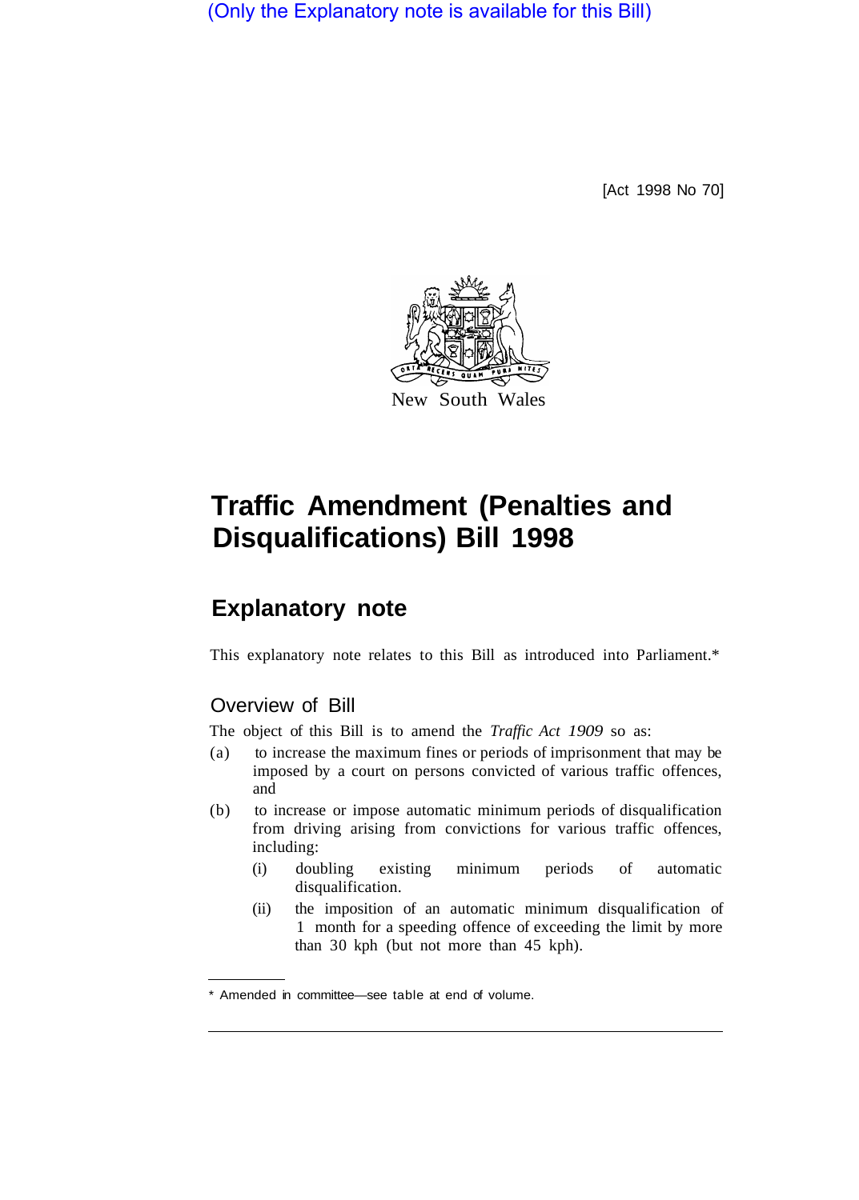(Only the Explanatory note is available for this Bill)

[Act 1998 No 70]

New South Wales

# Traffic Amendment (Penalties and Disqualifications) Bill 1998

## Explanatory note

This explanatory note relates to this Bill as introduced into Parliament.*

### Overview of Bill

The object of this Bill is to amend the *Traffic Act 1909* so as:

(a) to increase the maximum fines or periods of imprisonment that may be imposed by a court on persons convicted of various traffic offences, and

(b) to increase or impose automatic minimum periods of disqualification from driving arising from convictions for various traffic offences, including:

 (i) doubling existing minimum periods of automatic disqualification.

 (ii) the imposition of an automatic minimum disqualification of 1 month for a speeding offence of exceeding the limit by more than 30 kph (but not more than 45 kph).

---

* Amended in committee—see table at end of volume.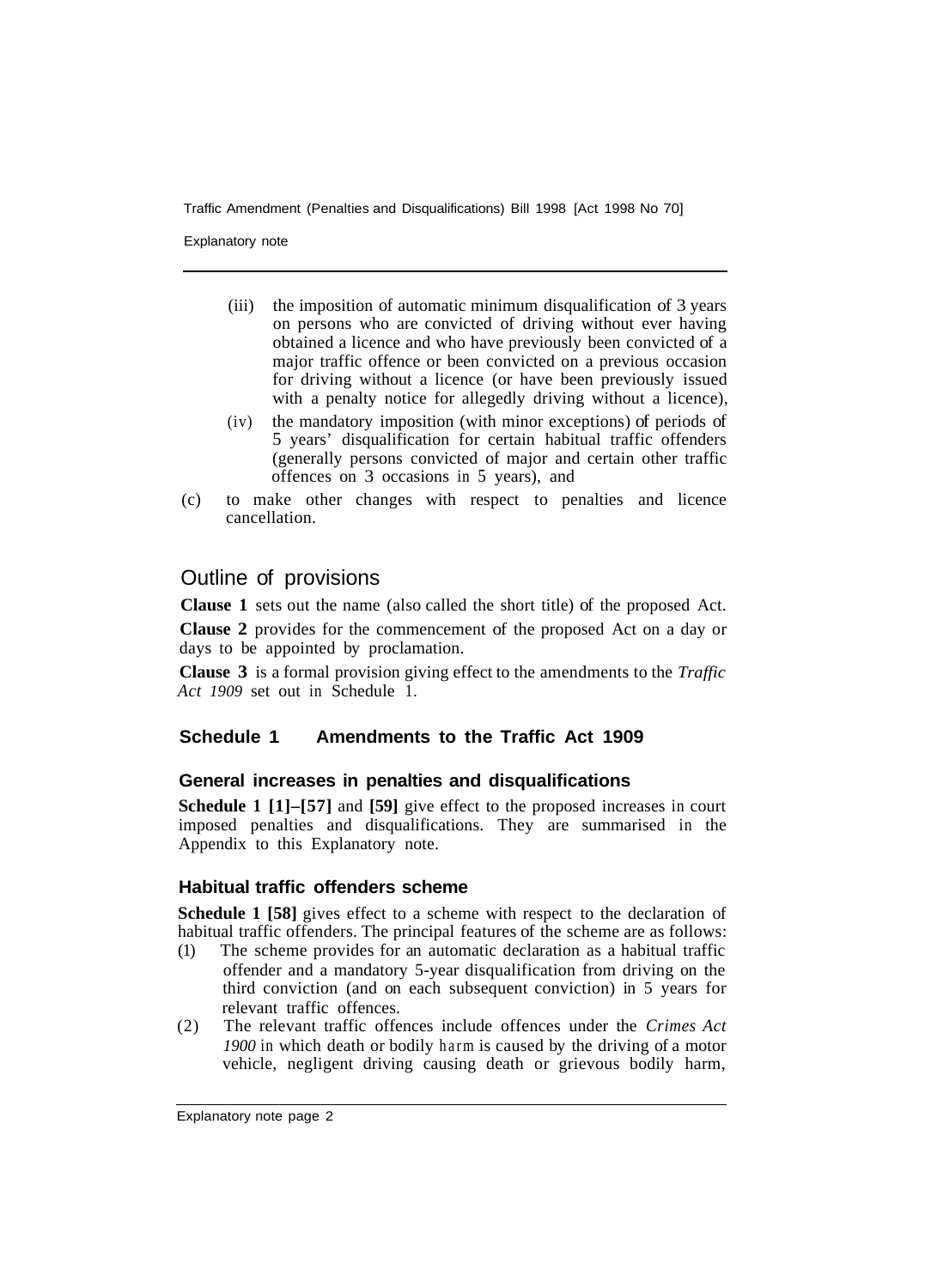- (iii) the imposition of automatic minimum disqualification of 3 years on persons who are convicted of driving without ever having obtained a licence and who have previously been convicted of a major traffic offence or been convicted on a previous occasion for driving without a licence (or have been previously issued with a penalty notice for allegedly driving without a licence),
- (iv) the mandatory imposition (with minor exceptions) of periods of 5 years' disqualification for certain habitual traffic offenders (generally persons convicted of major and certain other traffic offences on 3 occasions in 5 years), and

(c) to make other changes with respect to penalties and licence cancellation.

## Outline of provisions

**Clause 1** sets out the name (also called the short title) of the proposed Act.

**Clause 2** provides for the commencement of the proposed Act on a day or days to be appointed by proclamation.

**Clause 3** is a formal provision giving effect to the amendments to the *Traffic Act 1909* set out in Schedule 1.

### Schedule 1 Amendments to the Traffic Act 1909

#### General increases in penalties and disqualifications

**Schedule 1 [1]–[57]** and **[59]** give effect to the proposed increases in court imposed penalties and disqualifications. They are summarised in the Appendix to this Explanatory note.

#### Habitual traffic offenders scheme

**Schedule 1 [58]** gives effect to a scheme with respect to the declaration of habitual traffic offenders. The principal features of the scheme are as follows:

(1) The scheme provides for an automatic declaration as a habitual traffic offender and a mandatory 5-year disqualification from driving on the third conviction (and on each subsequent conviction) in 5 years for relevant traffic offences.

(2) The relevant traffic offences include offences under the *Crimes Act 1900* in which death or bodily harm is caused by the driving of a motor vehicle, negligent driving causing death or grievous bodily harm,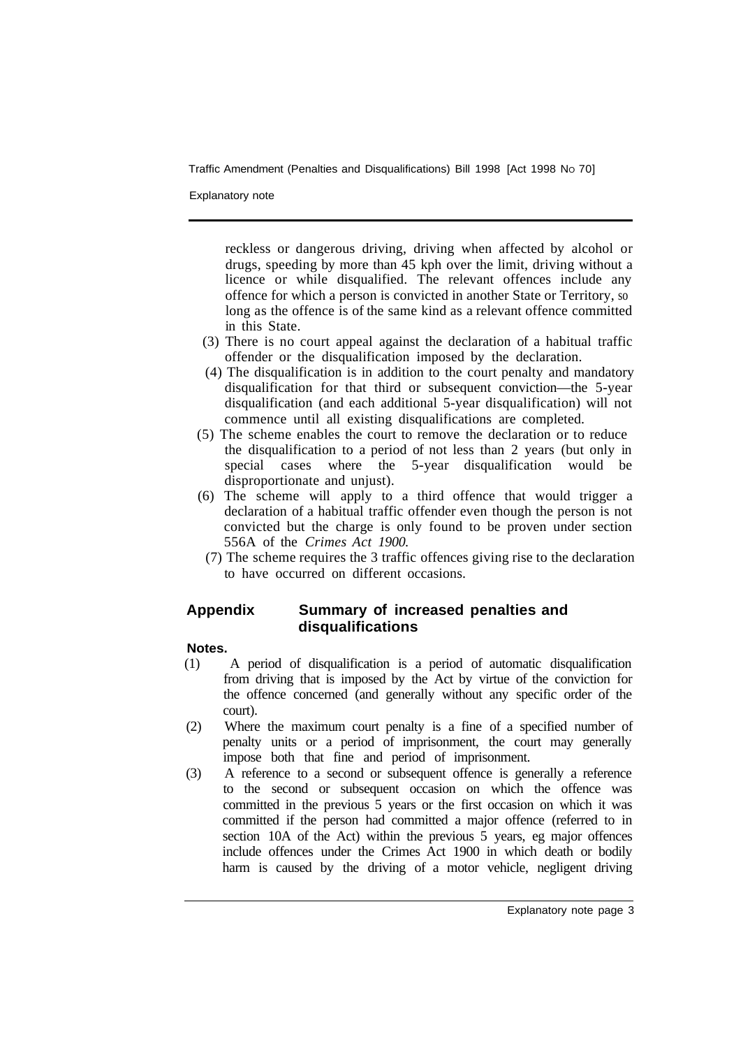reckless or dangerous driving, driving when affected by alcohol or drugs, speeding by more than 45 kph over the limit, driving without a licence or while disqualified. The relevant offences include any offence for which a person is convicted in another State or Territory, so long as the offence is of the same kind as a relevant offence committed in this State.

(3) There is no court appeal against the declaration of a habitual traffic offender or the disqualification imposed by the declaration.

(4) The disqualification is in addition to the court penalty and mandatory disqualification for that third or subsequent conviction—the 5-year disqualification (and each additional 5-year disqualification) will not commence until all existing disqualifications are completed.

(5) The scheme enables the court to remove the declaration or to reduce the disqualification to a period of not less than 2 years (but only in special cases where the 5-year disqualification would be disproportionate and unjust).

(6) The scheme will apply to a third offence that would trigger a declaration of a habitual traffic offender even though the person is not convicted but the charge is only found to be proven under section 556A of the *Crimes Act 1900.*

(7) The scheme requires the 3 traffic offences giving rise to the declaration to have occurred on different occasions.

## Appendix Summary of increased penalties and disqualifications

**Notes.**

(1) A period of disqualification is a period of automatic disqualification from driving that is imposed by the Act by virtue of the conviction for the offence concerned (and generally without any specific order of the court).

(2) Where the maximum court penalty is a fine of a specified number of penalty units or a period of imprisonment, the court may generally impose both that fine and period of imprisonment.

(3) A reference to a second or subsequent offence is generally a reference to the second or subsequent occasion on which the offence was committed in the previous 5 years or the first occasion on which it was committed if the person had committed a major offence (referred to in section 10A of the Act) within the previous 5 years, eg major offences include offences under the Crimes Act 1900 in which death or bodily harm is caused by the driving of a motor vehicle, negligent driving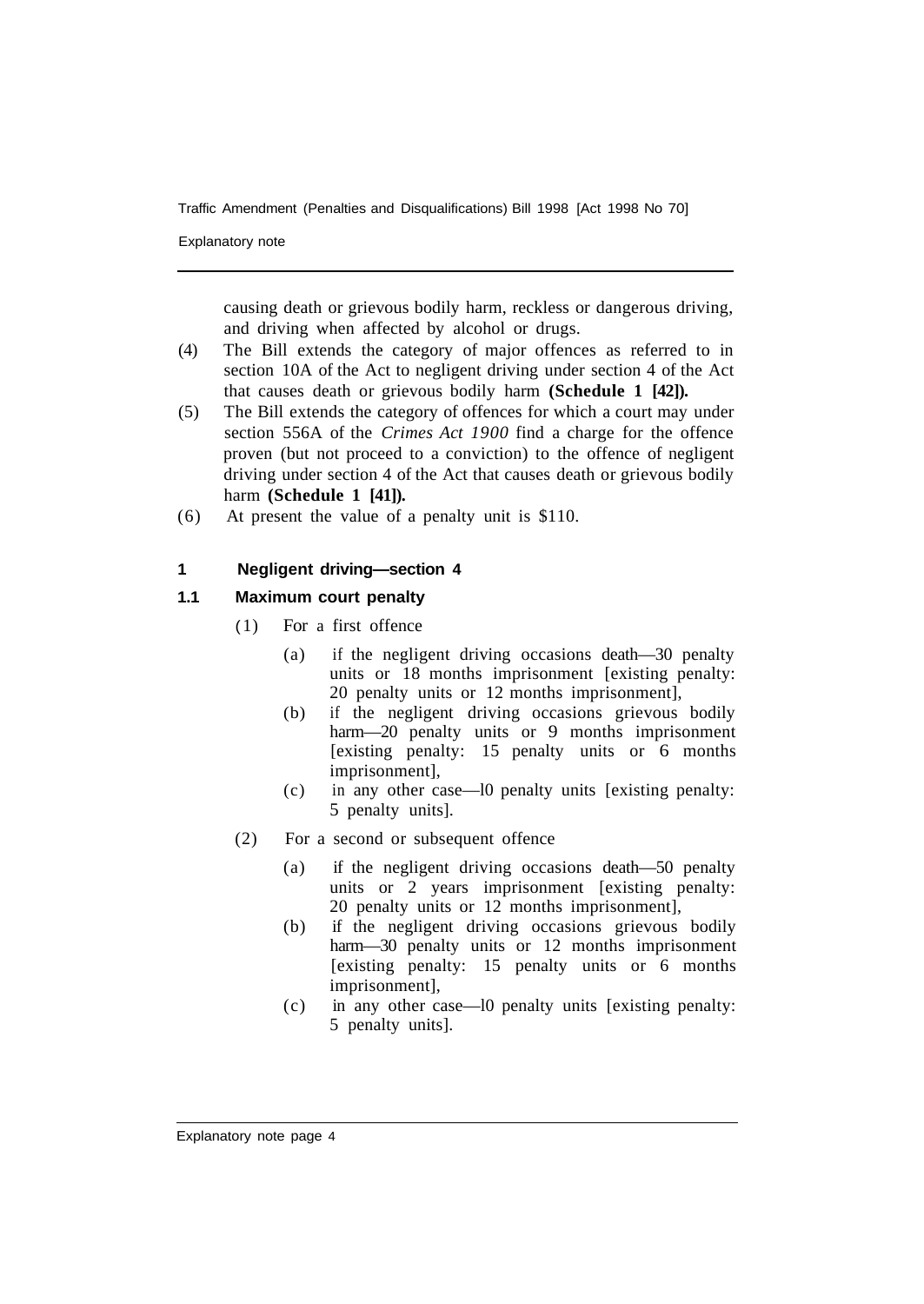causing death or grievous bodily harm, reckless or dangerous driving, and driving when affected by alcohol or drugs.

(4) The Bill extends the category of major offences as referred to in section 10A of the Act to negligent driving under section 4 of the Act that causes death or grievous bodily harm **(Schedule 1 [42]).**

(5) The Bill extends the category of offences for which a court may under section 556A of the *Crimes Act 1900* find a charge for the offence proven (but not proceed to a conviction) to the offence of negligent driving under section 4 of the Act that causes death or grievous bodily harm **(Schedule 1 [41]).**

(6) At present the value of a penalty unit is $110.

## 1 Negligent driving—section 4

### 1.1 Maximum court penalty

(1) For a first offence

- (a) if the negligent driving occasions death—30 penalty units or 18 months imprisonment [existing penalty: 20 penalty units or 12 months imprisonment],
- (b) if the negligent driving occasions grievous bodily harm—20 penalty units or 9 months imprisonment [existing penalty: 15 penalty units or 6 months imprisonment],
- (c) in any other case—l0 penalty units [existing penalty: 5 penalty units].

(2) For a second or subsequent offence

- (a) if the negligent driving occasions death—50 penalty units or 2 years imprisonment [existing penalty: 20 penalty units or 12 months imprisonment],
- (b) if the negligent driving occasions grievous bodily harm—30 penalty units or 12 months imprisonment [existing penalty: 15 penalty units or 6 months imprisonment],
- (c) in any other case—l0 penalty units [existing penalty: 5 penalty units].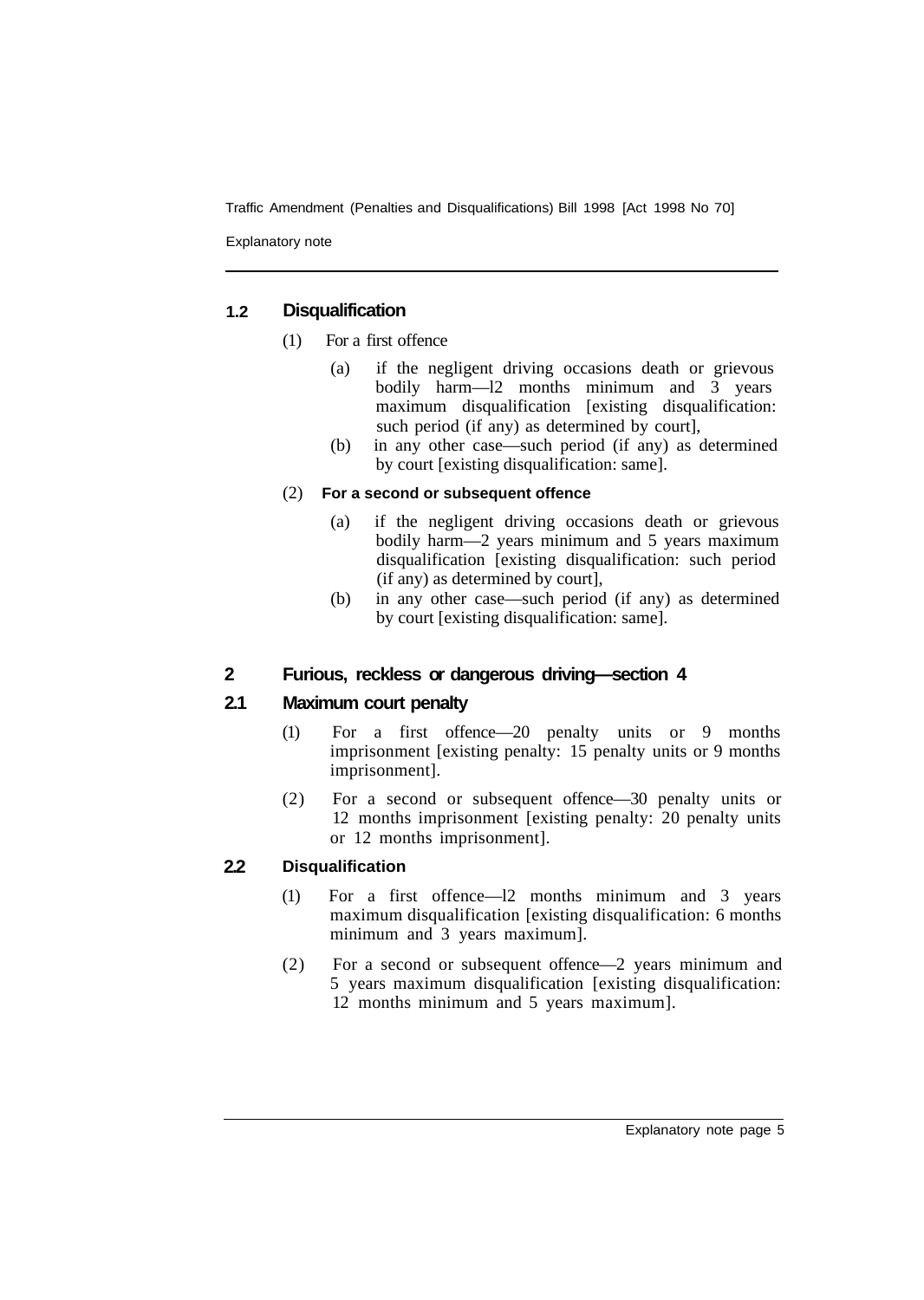### 1.2 Disqualification

(1) For a first offence

(a) if the negligent driving occasions death or grievous bodily harm—12 months minimum and 3 years maximum disqualification [existing disqualification: such period (if any) as determined by court],

(b) in any other case—such period (if any) as determined by court [existing disqualification: same].

(2) **For a second or subsequent offence**

(a) if the negligent driving occasions death or grievous bodily harm—2 years minimum and 5 years maximum disqualification [existing disqualification: such period (if any) as determined by court],

(b) in any other case—such period (if any) as determined by court [existing disqualification: same].

## 2 Furious, reckless or dangerous driving—section 4

### 2.1 Maximum court penalty

(1) For a first offence—20 penalty units or 9 months imprisonment [existing penalty: 15 penalty units or 9 months imprisonment].

(2) For a second or subsequent offence—30 penalty units or 12 months imprisonment [existing penalty: 20 penalty units or 12 months imprisonment].

### 2.2 Disqualification

(1) For a first offence—12 months minimum and 3 years maximum disqualification [existing disqualification: 6 months minimum and 3 years maximum].

(2) For a second or subsequent offence—2 years minimum and 5 years maximum disqualification [existing disqualification: 12 months minimum and 5 years maximum].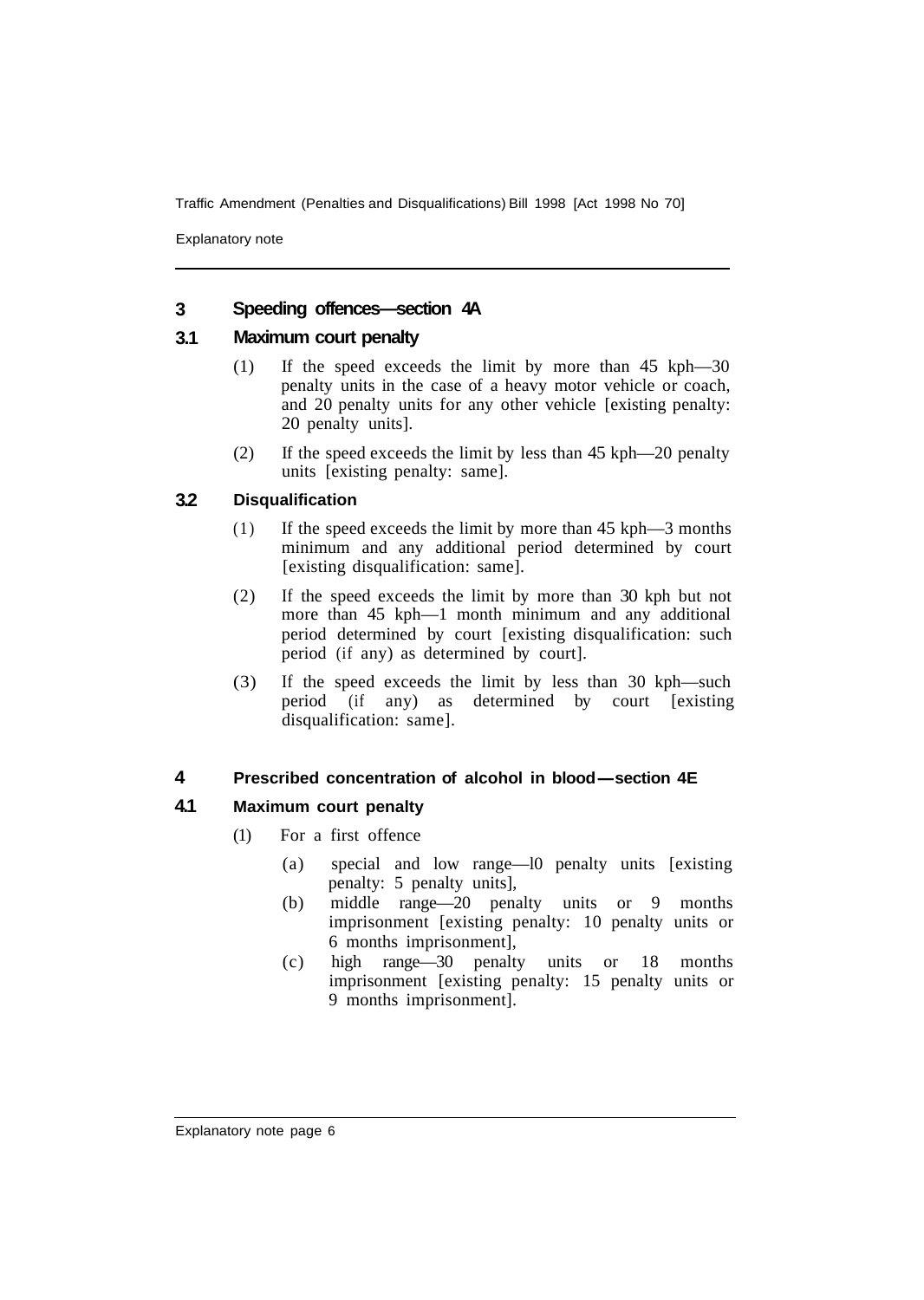## 3 Speeding offences—section 4A

### 3.1 Maximum court penalty

(1) If the speed exceeds the limit by more than 45 kph—30 penalty units in the case of a heavy motor vehicle or coach, and 20 penalty units for any other vehicle [existing penalty: 20 penalty units].

(2) If the speed exceeds the limit by less than 45 kph—20 penalty units [existing penalty: same].

### 3.2 Disqualification

(1) If the speed exceeds the limit by more than 45 kph—3 months minimum and any additional period determined by court [existing disqualification: same].

(2) If the speed exceeds the limit by more than 30 kph but not more than 45 kph—1 month minimum and any additional period determined by court [existing disqualification: such period (if any) as determined by court].

(3) If the speed exceeds the limit by less than 30 kph—such period (if any) as determined by court [existing disqualification: same].

## 4 Prescribed concentration of alcohol in blood—section 4E

### 4.1 Maximum court penalty

(1) For a first offence

(a) special and low range—10 penalty units [existing penalty: 5 penalty units],

(b) middle range—20 penalty units or 9 months imprisonment [existing penalty: 10 penalty units or 6 months imprisonment],

(c) high range—30 penalty units or 18 months imprisonment [existing penalty: 15 penalty units or 9 months imprisonment].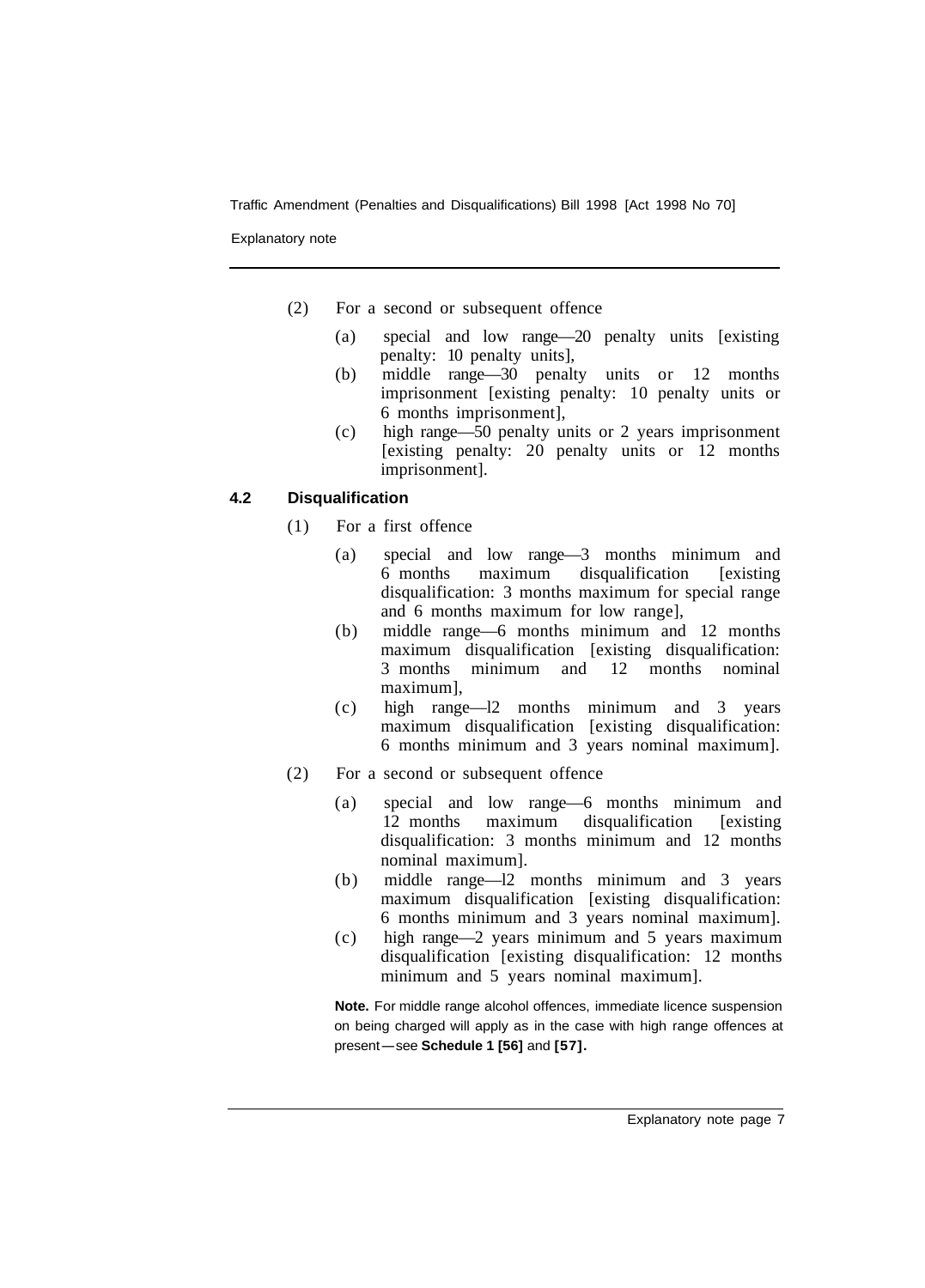(2) For a second or subsequent offence

(a) special and low range—20 penalty units [existing penalty: 10 penalty units],

(b) middle range—30 penalty units or 12 months imprisonment [existing penalty: 10 penalty units or 6 months imprisonment],

(c) high range—50 penalty units or 2 years imprisonment [existing penalty: 20 penalty units or 12 months imprisonment].

### 4.2 Disqualification

(1) For a first offence

(a) special and low range—3 months minimum and 6 months maximum disqualification [existing disqualification: 3 months maximum for special range and 6 months maximum for low range],

(b) middle range—6 months minimum and 12 months maximum disqualification [existing disqualification: 3 months minimum and 12 months nominal maximum],

(c) high range—12 months minimum and 3 years maximum disqualification [existing disqualification: 6 months minimum and 3 years nominal maximum].

(2) For a second or subsequent offence

(a) special and low range—6 months minimum and 12 months maximum disqualification [existing disqualification: 3 months minimum and 12 months nominal maximum].

(b) middle range—12 months minimum and 3 years maximum disqualification [existing disqualification: 6 months minimum and 3 years nominal maximum].

(c) high range—2 years minimum and 5 years maximum disqualification [existing disqualification: 12 months minimum and 5 years nominal maximum].

**Note.** For middle range alcohol offences, immediate licence suspension on being charged will apply as in the case with high range offences at present—see **Schedule 1 [56]** and **[57].**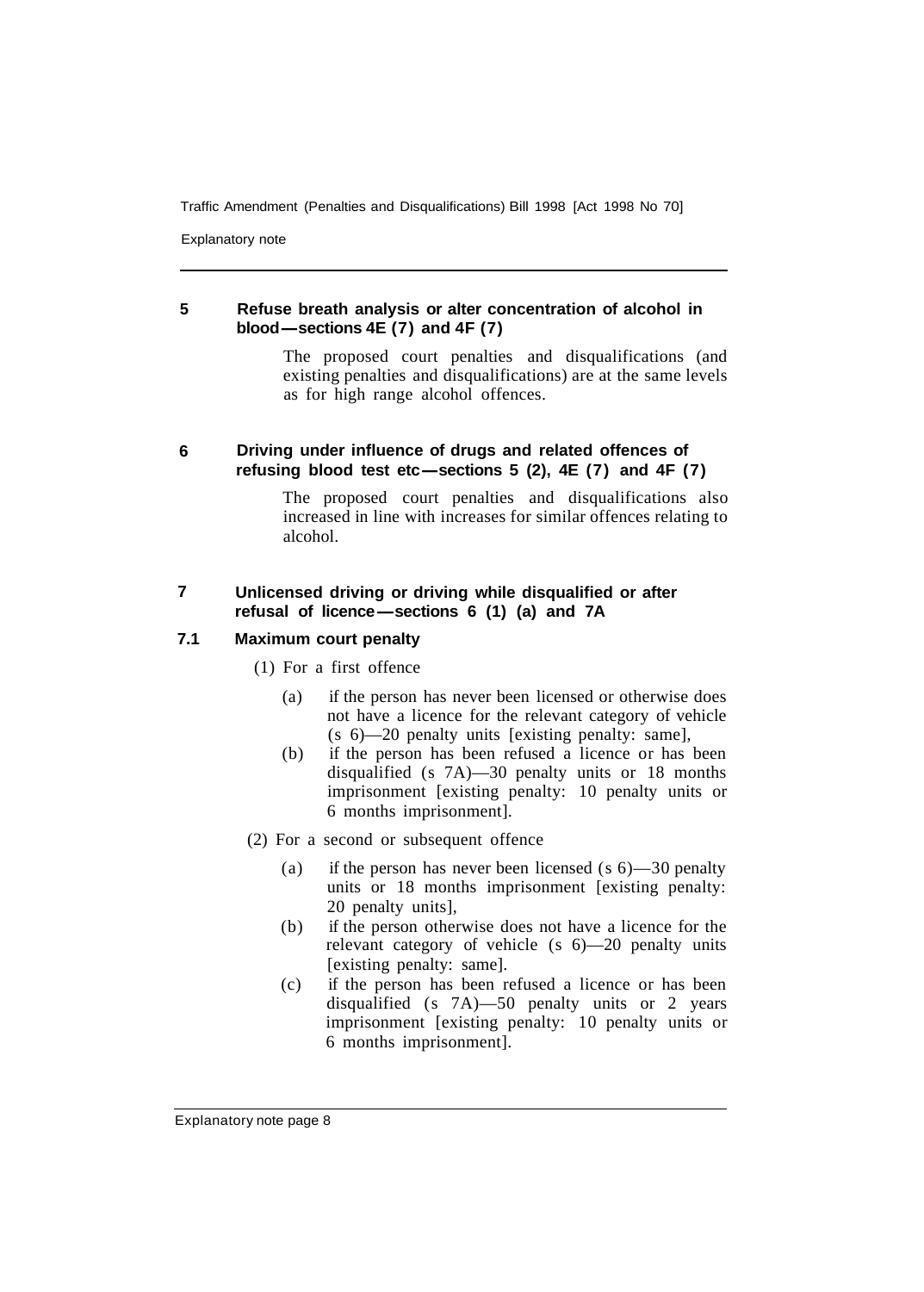### 5 Refuse breath analysis or alter concentration of alcohol in blood—sections 4E (7) and 4F (7)

The proposed court penalties and disqualifications (and existing penalties and disqualifications) are at the same levels as for high range alcohol offences.

### 6 Driving under influence of drugs and related offences of refusing blood test etc—sections 5 (2), 4E (7) and 4F (7)

The proposed court penalties and disqualifications also increased in line with increases for similar offences relating to alcohol.

### 7 Unlicensed driving or driving while disqualified or after refusal of licence—sections 6 (1) (a) and 7A

#### 7.1 Maximum court penalty

(1) For a first offence

- (a) if the person has never been licensed or otherwise does not have a licence for the relevant category of vehicle (s 6)—20 penalty units [existing penalty: same],
- (b) if the person has been refused a licence or has been disqualified (s 7A)—30 penalty units or 18 months imprisonment [existing penalty: 10 penalty units or 6 months imprisonment].

(2) For a second or subsequent offence

- (a) if the person has never been licensed (s 6)—30 penalty units or 18 months imprisonment [existing penalty: 20 penalty units],
- (b) if the person otherwise does not have a licence for the relevant category of vehicle (s 6)—20 penalty units [existing penalty: same].
- (c) if the person has been refused a licence or has been disqualified (s 7A)—50 penalty units or 2 years imprisonment [existing penalty: 10 penalty units or 6 months imprisonment].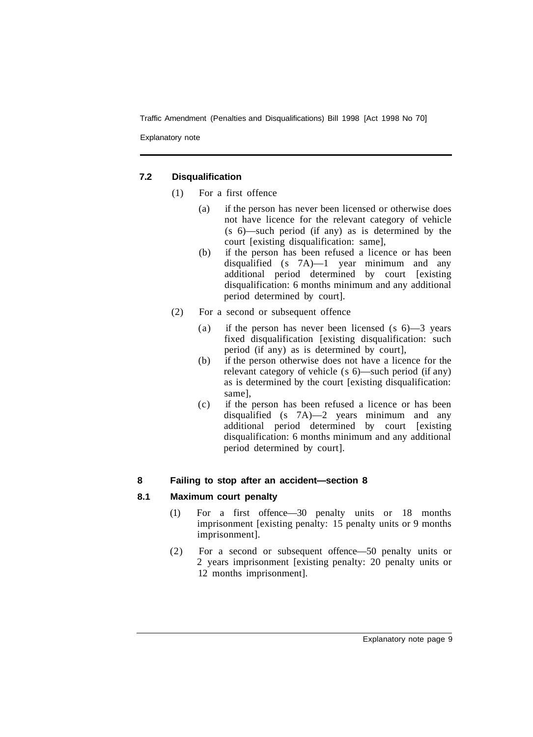### 7.2 Disqualification

(1) For a first offence

(a) if the person has never been licensed or otherwise does not have licence for the relevant category of vehicle (s 6)—such period (if any) as is determined by the court [existing disqualification: same],

(b) if the person has been refused a licence or has been disqualified (s 7A)—1 year minimum and any additional period determined by court [existing disqualification: 6 months minimum and any additional period determined by court].

(2) For a second or subsequent offence

(a) if the person has never been licensed (s 6)—3 years fixed disqualification [existing disqualification: such period (if any) as is determined by court],

(b) if the person otherwise does not have a licence for the relevant category of vehicle (s 6)—such period (if any) as is determined by the court [existing disqualification: same],

(c) if the person has been refused a licence or has been disqualified (s 7A)—2 years minimum and any additional period determined by court [existing disqualification: 6 months minimum and any additional period determined by court].

## 8 Failing to stop after an accident—section 8

### 8.1 Maximum court penalty

(1) For a first offence—30 penalty units or 18 months imprisonment [existing penalty: 15 penalty units or 9 months imprisonment].

(2) For a second or subsequent offence—50 penalty units or 2 years imprisonment [existing penalty: 20 penalty units or 12 months imprisonment].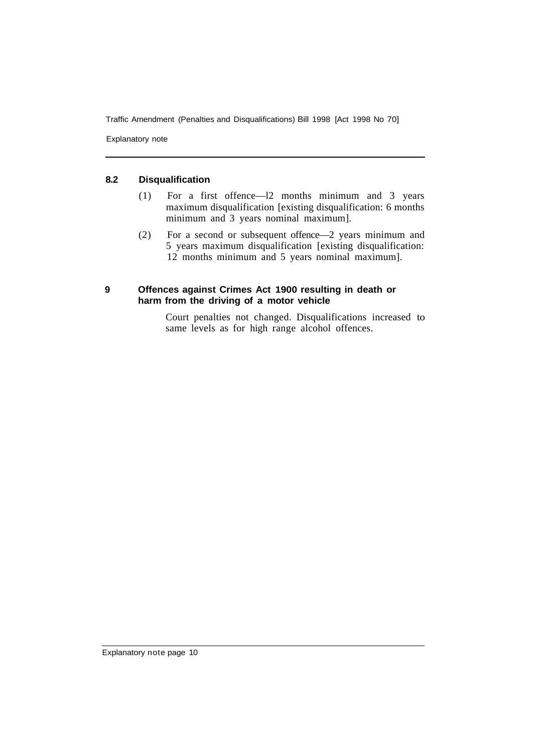### 8.2 Disqualification

(1) For a first offence—l2 months minimum and 3 years maximum disqualification [existing disqualification: 6 months minimum and 3 years nominal maximum].

(2) For a second or subsequent offence—2 years minimum and 5 years maximum disqualification [existing disqualification: 12 months minimum and 5 years nominal maximum].

## 9 Offences against Crimes Act 1900 resulting in death or harm from the driving of a motor vehicle

Court penalties not changed. Disqualifications increased to same levels as for high range alcohol offences.